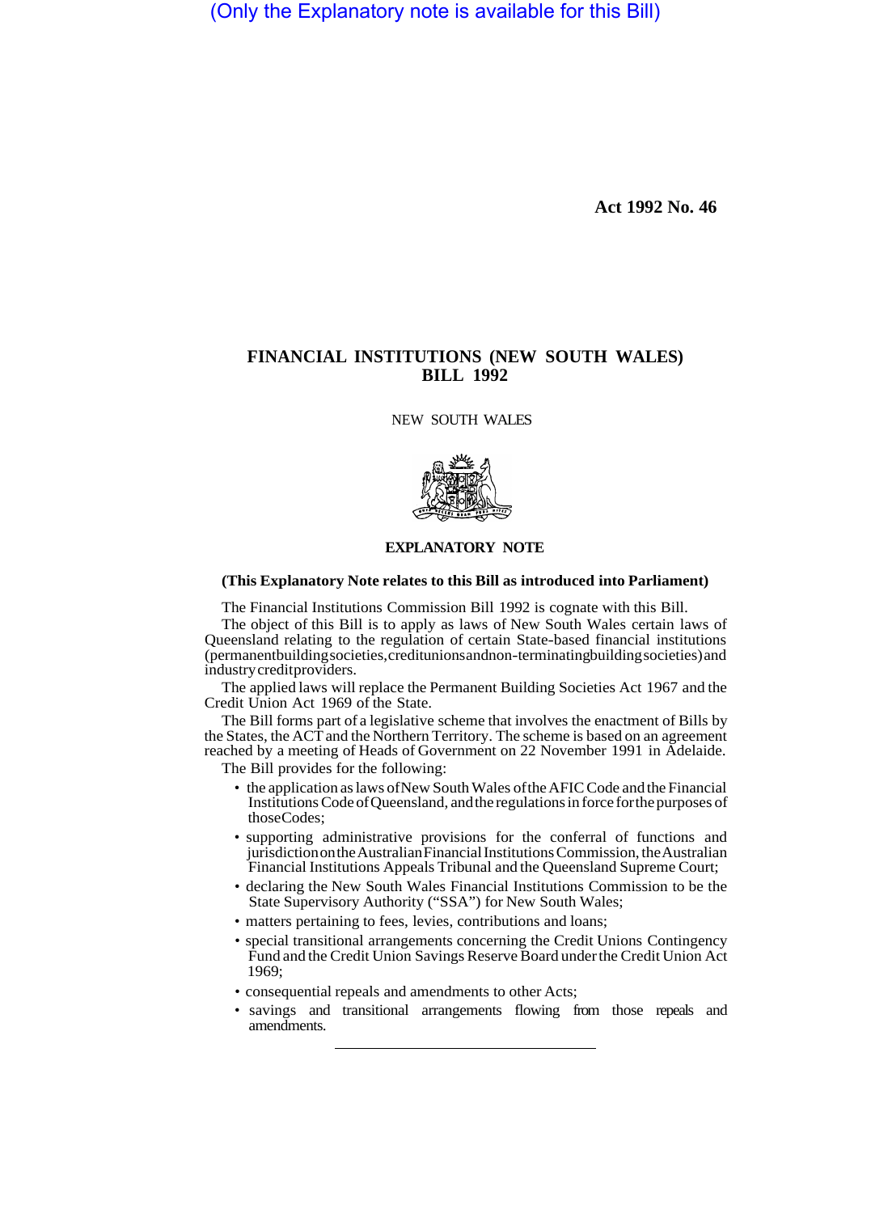(Only the Explanatory note is available for this Bill)

**Act 1992 No. 46**

# FINANCIAL INSTITUTIONS (NEW SOUTH WALES) BILL 1992

NEW SOUTH WALES

## EXPLANATORY NOTE

**(This Explanatory Note relates to this Bill as introduced into Parliament)**

The Financial Institutions Commission Bill 1992 is cognate with this Bill.

The object of this Bill is to apply as laws of New South Wales certain laws of Queensland relating to the regulation of certain State-based financial institutions (permanent building societies, credit unions and non-terminating building societies) and industry credit providers.

The applied laws will replace the Permanent Building Societies Act 1967 and the Credit Union Act 1969 of the State.

The Bill forms part of a legislative scheme that involves the enactment of Bills by the States, the ACT and the Northern Territory. The scheme is based on an agreement reached by a meeting of Heads of Government on 22 November 1991 in Adelaide.

The Bill provides for the following:

- the application as laws of New South Wales of the AFIC Code and the Financial Institutions Code of Queensland, and the regulations in force for the purposes of those Codes;
- supporting administrative provisions for the conferral of functions and jurisdiction on the Australian Financial Institutions Commission, the Australian Financial Institutions Appeals Tribunal and the Queensland Supreme Court;
- declaring the New South Wales Financial Institutions Commission to be the State Supervisory Authority ("SSA") for New South Wales;
- matters pertaining to fees, levies, contributions and loans;
- special transitional arrangements concerning the Credit Unions Contingency Fund and the Credit Union Savings Reserve Board under the Credit Union Act 1969;
- consequential repeals and amendments to other Acts;
- savings and transitional arrangements flowing from those repeals and amendments.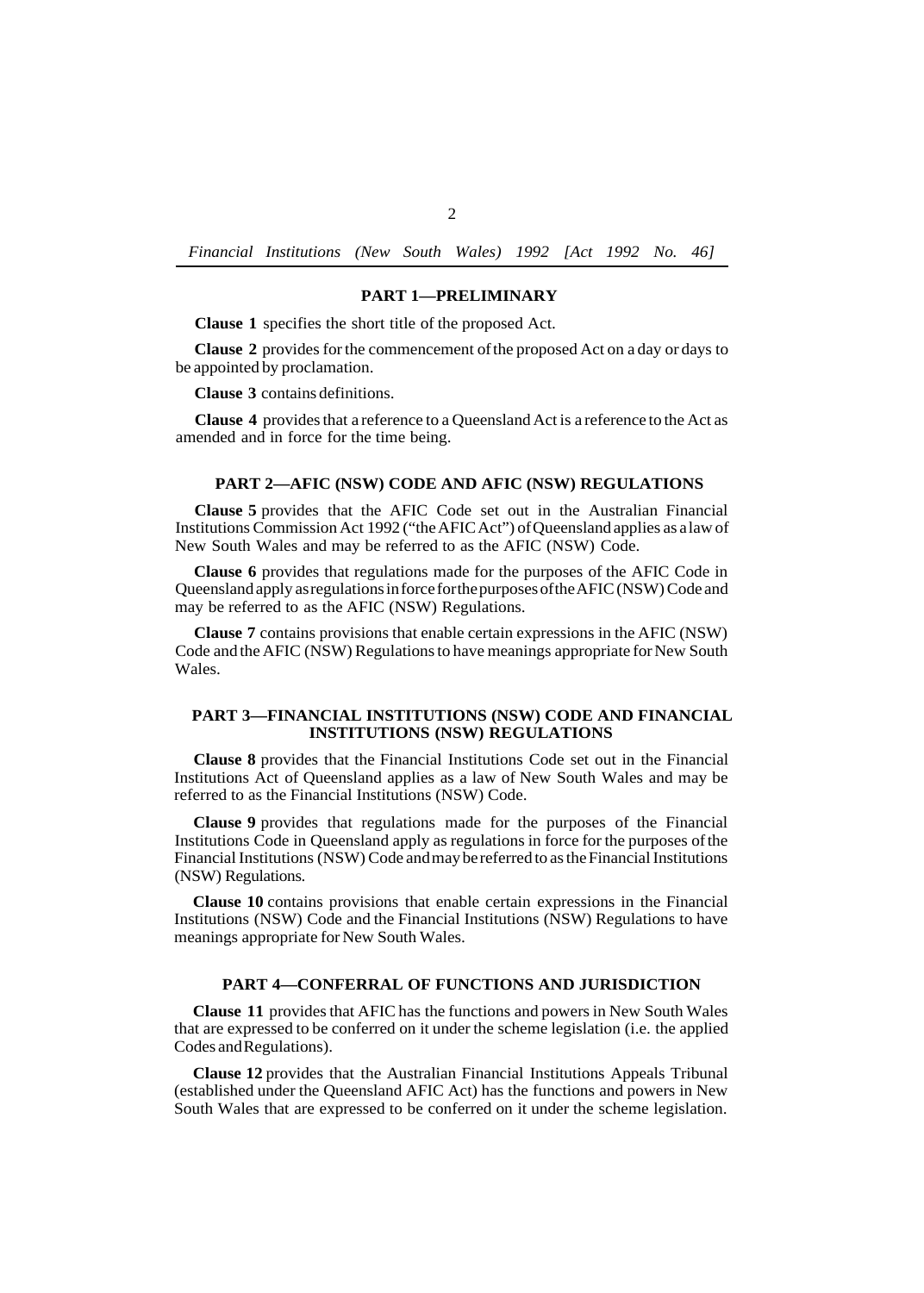## PART 1—PRELIMINARY

**Clause 1** specifies the short title of the proposed Act.

**Clause 2** provides for the commencement of the proposed Act on a day or days to be appointed by proclamation.

**Clause 3** contains definitions.

**Clause 4** provides that a reference to a Queensland Act is a reference to the Act as amended and in force for the time being.

## PART 2—AFIC (NSW) CODE AND AFIC (NSW) REGULATIONS

**Clause 5** provides that the AFIC Code set out in the Australian Financial Institutions Commission Act 1992 ("the AFIC Act") of Queensland applies as a law of New South Wales and may be referred to as the AFIC (NSW) Code.

**Clause 6** provides that regulations made for the purposes of the AFIC Code in Queensland apply as regulations in force for the purposes of the AFIC (NSW) Code and may be referred to as the AFIC (NSW) Regulations.

**Clause 7** contains provisions that enable certain expressions in the AFIC (NSW) Code and the AFIC (NSW) Regulations to have meanings appropriate for New South Wales.

## PART 3—FINANCIAL INSTITUTIONS (NSW) CODE AND FINANCIAL INSTITUTIONS (NSW) REGULATIONS

**Clause 8** provides that the Financial Institutions Code set out in the Financial Institutions Act of Queensland applies as a law of New South Wales and may be referred to as the Financial Institutions (NSW) Code.

**Clause 9** provides that regulations made for the purposes of the Financial Institutions Code in Queensland apply as regulations in force for the purposes of the Financial Institutions (NSW) Code and may be referred to as the Financial Institutions (NSW) Regulations.

**Clause 10** contains provisions that enable certain expressions in the Financial Institutions (NSW) Code and the Financial Institutions (NSW) Regulations to have meanings appropriate for New South Wales.

## PART 4—CONFERRAL OF FUNCTIONS AND JURISDICTION

**Clause 11** provides that AFIC has the functions and powers in New South Wales that are expressed to be conferred on it under the scheme legislation (i.e. the applied Codes and Regulations).

**Clause 12** provides that the Australian Financial Institutions Appeals Tribunal (established under the Queensland AFIC Act) has the functions and powers in New South Wales that are expressed to be conferred on it under the scheme legislation.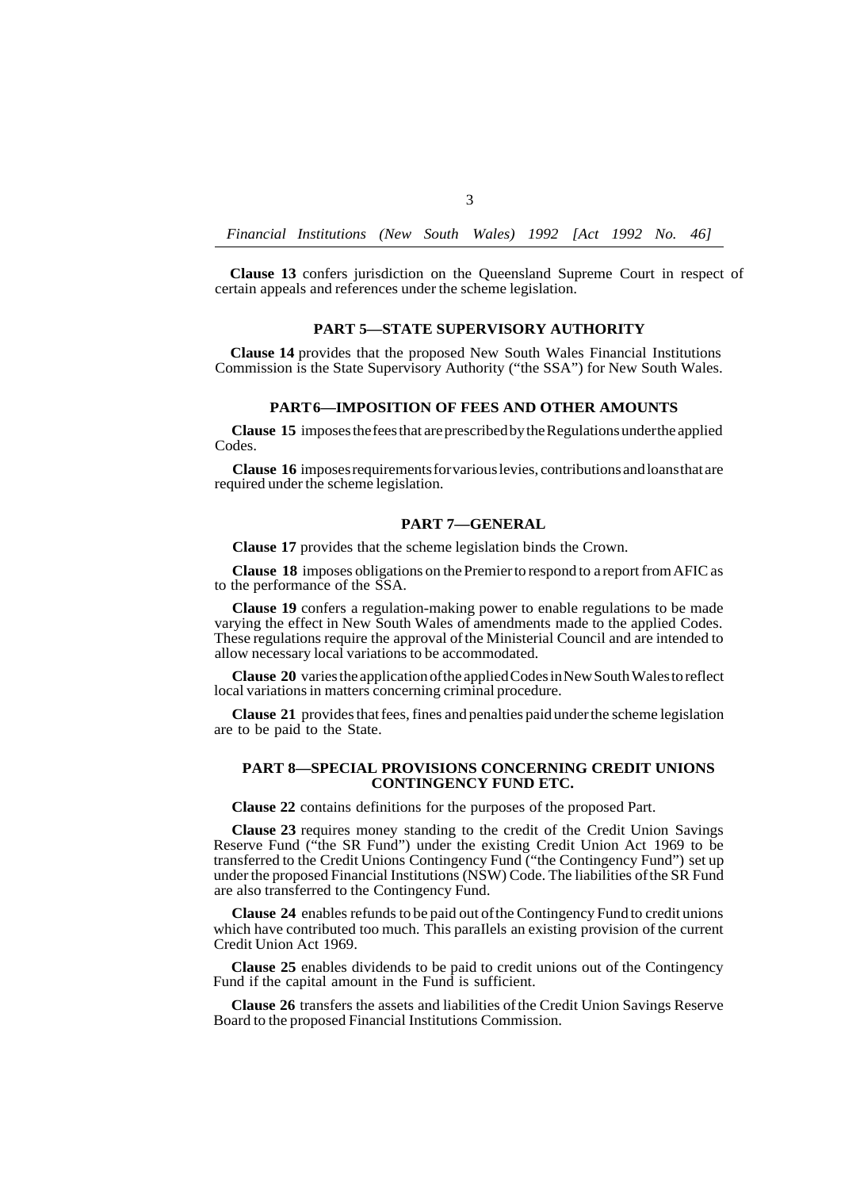**Clause 13** confers jurisdiction on the Queensland Supreme Court in respect of certain appeals and references under the scheme legislation.

## PART 5—STATE SUPERVISORY AUTHORITY

**Clause 14** provides that the proposed New South Wales Financial Institutions Commission is the State Supervisory Authority ("the SSA") for New South Wales.

## PART 6—IMPOSITION OF FEES AND OTHER AMOUNTS

**Clause 15** imposes the fees that are prescribed by the Regulations under the applied Codes.

**Clause 16** imposes requirements for various levies, contributions and loans that are required under the scheme legislation.

## PART 7—GENERAL

**Clause 17** provides that the scheme legislation binds the Crown.

**Clause 18** imposes obligations on the Premier to respond to a report from AFIC as to the performance of the SSA.

**Clause 19** confers a regulation-making power to enable regulations to be made varying the effect in New South Wales of amendments made to the applied Codes. These regulations require the approval of the Ministerial Council and are intended to allow necessary local variations to be accommodated.

**Clause 20** varies the application of the applied Codes in New South Wales to reflect local variations in matters concerning criminal procedure.

**Clause 21** provides that fees, fines and penalties paid under the scheme legislation are to be paid to the State.

## PART 8—SPECIAL PROVISIONS CONCERNING CREDIT UNIONS CONTINGENCY FUND ETC.

**Clause 22** contains definitions for the purposes of the proposed Part.

**Clause 23** requires money standing to the credit of the Credit Union Savings Reserve Fund ("the SR Fund") under the existing Credit Union Act 1969 to be transferred to the Credit Unions Contingency Fund ("the Contingency Fund") set up under the proposed Financial Institutions (NSW) Code. The liabilities of the SR Fund are also transferred to the Contingency Fund.

**Clause 24** enables refunds to be paid out of the Contingency Fund to credit unions which have contributed too much. This parallels an existing provision of the current Credit Union Act 1969.

**Clause 25** enables dividends to be paid to credit unions out of the Contingency Fund if the capital amount in the Fund is sufficient.

**Clause 26** transfers the assets and liabilities of the Credit Union Savings Reserve Board to the proposed Financial Institutions Commission.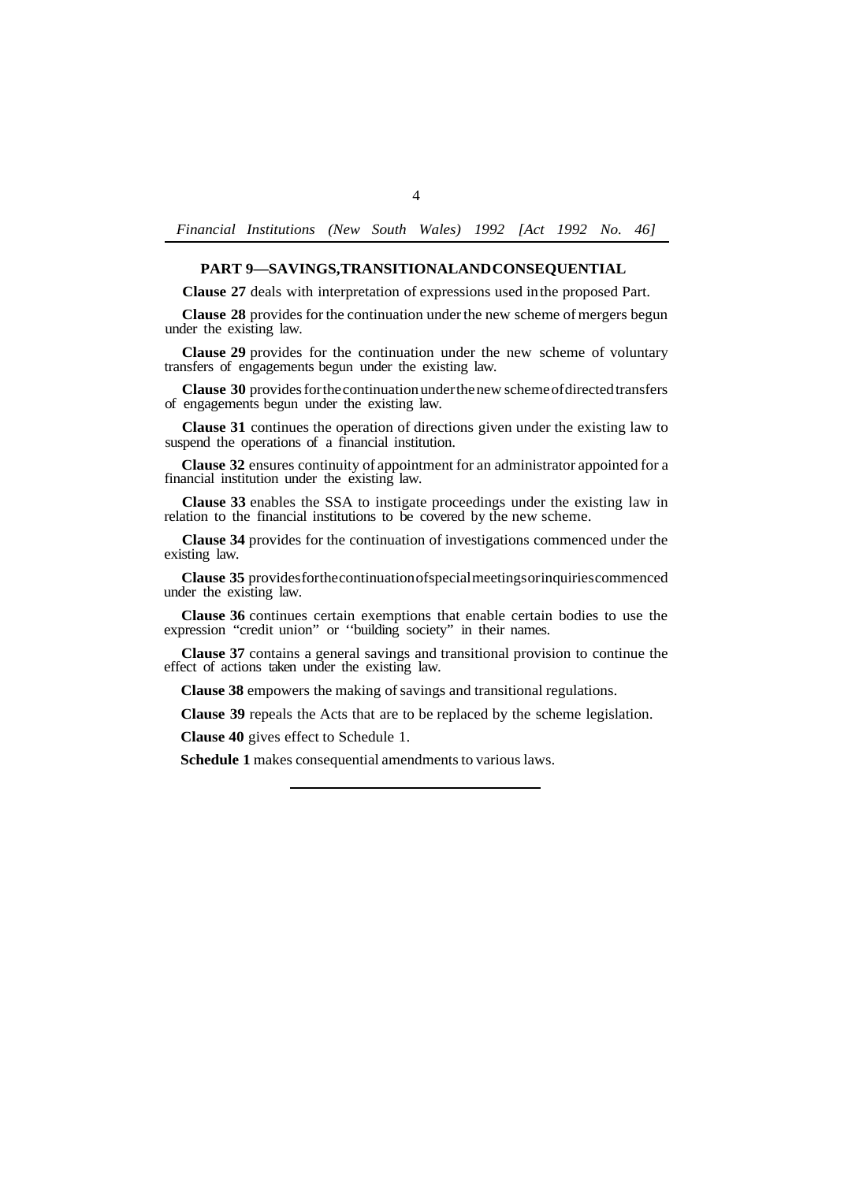## PART 9—SAVINGS, TRANSITIONAL AND CONSEQUENTIAL

**Clause 27** deals with interpretation of expressions used in the proposed Part.

**Clause 28** provides for the continuation under the new scheme of mergers begun under the existing law.

**Clause 29** provides for the continuation under the new scheme of voluntary transfers of engagements begun under the existing law.

**Clause 30** provides for the continuation under the new scheme of directed transfers of engagements begun under the existing law.

**Clause 31** continues the operation of directions given under the existing law to suspend the operations of a financial institution.

**Clause 32** ensures continuity of appointment for an administrator appointed for a financial institution under the existing law.

**Clause 33** enables the SSA to instigate proceedings under the existing law in relation to the financial institutions to be covered by the new scheme.

**Clause 34** provides for the continuation of investigations commenced under the existing law.

**Clause 35** provides for the continuation of special meetings or inquiries commenced under the existing law.

**Clause 36** continues certain exemptions that enable certain bodies to use the expression "credit union" or "building society" in their names.

**Clause 37** contains a general savings and transitional provision to continue the effect of actions taken under the existing law.

**Clause 38** empowers the making of savings and transitional regulations.

**Clause 39** repeals the Acts that are to be replaced by the scheme legislation.

**Clause 40** gives effect to Schedule 1.

**Schedule 1** makes consequential amendments to various laws.